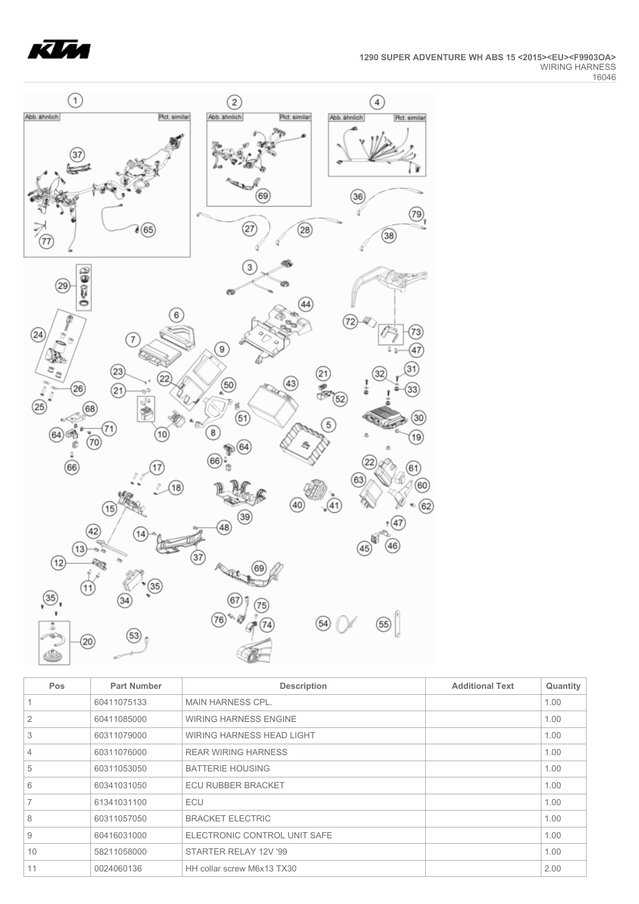1290 SUPER ADVENTURE WH ABS 15 <2015><EU><F9903OA>
WIRING HARNESS
16046

| Pos | Part Number | Description | Additional Text | Quantity |
|---|---|---|---|---|
| 1 | 60411075133 | MAIN HARNESS CPL. | | 1.00 |
| 2 | 60411085000 | WIRING HARNESS ENGINE | | 1.00 |
| 3 | 60311079000 | WIRING HARNESS HEAD LIGHT | | 1.00 |
| 4 | 60311076000 | REAR WIRING HARNESS | | 1.00 |
| 5 | 60311053050 | BATTERIE HOUSING | | 1.00 |
| 6 | 60341031050 | ECU RUBBER BRACKET | | 1.00 |
| 7 | 61341031100 | ECU | | 1.00 |
| 8 | 60311057050 | BRACKET ELECTRIC | | 1.00 |
| 9 | 60416031000 | ELECTRONIC CONTROL UNIT SAFE | | 1.00 |
| 10 | 58211058000 | STARTER RELAY 12V '99 | | 1.00 |
| 11 | 0024060136 | HH collar screw M6x13 TX30 | | 2.00 |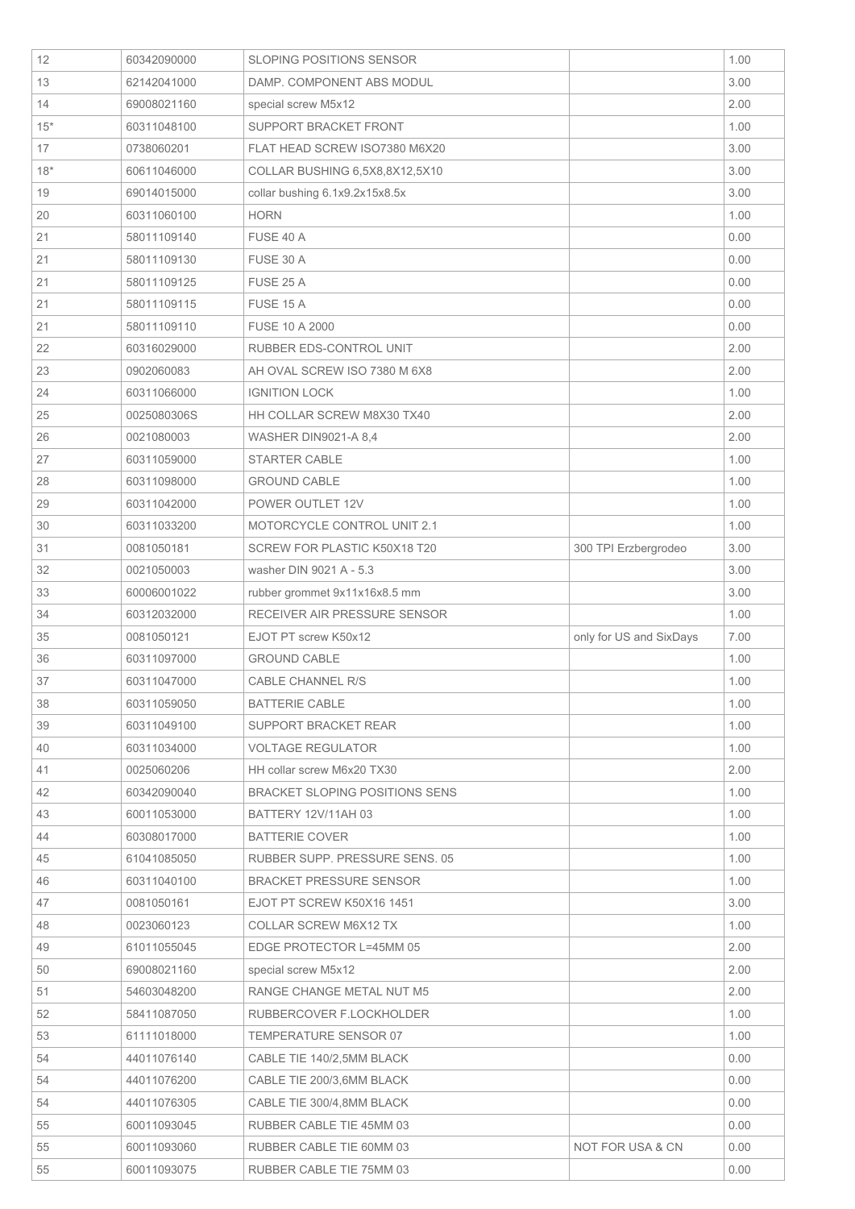| 12 | 60342090000 | SLOPING POSITIONS SENSOR | | 1.00 |
|---|---|---|---|---|
| 13 | 62142041000 | DAMP. COMPONENT ABS MODUL | | 3.00 |
| 14 | 69008021160 | special screw M5x12 | | 2.00 |
| 15* | 60311048100 | SUPPORT BRACKET FRONT | | 1.00 |
| 17 | 0738060201 | FLAT HEAD SCREW ISO7380 M6X20 | | 3.00 |
| 18* | 60611046000 | COLLAR BUSHING 6,5X8,8X12,5X10 | | 3.00 |
| 19 | 69014015000 | collar bushing 6.1x9.2x15x8.5x | | 3.00 |
| 20 | 60311060100 | HORN | | 1.00 |
| 21 | 58011109140 | FUSE 40 A | | 0.00 |
| 21 | 58011109130 | FUSE 30 A | | 0.00 |
| 21 | 58011109125 | FUSE 25 A | | 0.00 |
| 21 | 58011109115 | FUSE 15 A | | 0.00 |
| 21 | 58011109110 | FUSE 10 A 2000 | | 0.00 |
| 22 | 60316029000 | RUBBER EDS-CONTROL UNIT | | 2.00 |
| 23 | 0902060083 | AH OVAL SCREW ISO 7380 M 6X8 | | 2.00 |
| 24 | 60311066000 | IGNITION LOCK | | 1.00 |
| 25 | 0025080306S | HH COLLAR SCREW M8X30 TX40 | | 2.00 |
| 26 | 0021080003 | WASHER DIN9021-A 8,4 | | 2.00 |
| 27 | 60311059000 | STARTER CABLE | | 1.00 |
| 28 | 60311098000 | GROUND CABLE | | 1.00 |
| 29 | 60311042000 | POWER OUTLET 12V | | 1.00 |
| 30 | 60311033200 | MOTORCYCLE CONTROL UNIT 2.1 | | 1.00 |
| 31 | 0081050181 | SCREW FOR PLASTIC K50X18 T20 | 300 TPI Erzbergrodeo | 3.00 |
| 32 | 0021050003 | washer DIN 9021 A - 5.3 | | 3.00 |
| 33 | 60006001022 | rubber grommet 9x11x16x8.5 mm | | 3.00 |
| 34 | 60312032000 | RECEIVER AIR PRESSURE SENSOR | | 1.00 |
| 35 | 0081050121 | EJOT PT screw K50x12 | only for US and SixDays | 7.00 |
| 36 | 60311097000 | GROUND CABLE | | 1.00 |
| 37 | 60311047000 | CABLE CHANNEL R/S | | 1.00 |
| 38 | 60311059050 | BATTERIE CABLE | | 1.00 |
| 39 | 60311049100 | SUPPORT BRACKET REAR | | 1.00 |
| 40 | 60311034000 | VOLTAGE REGULATOR | | 1.00 |
| 41 | 0025060206 | HH collar screw M6x20 TX30 | | 2.00 |
| 42 | 60342090040 | BRACKET SLOPING POSITIONS SENS | | 1.00 |
| 43 | 60011053000 | BATTERY 12V/11AH 03 | | 1.00 |
| 44 | 60308017000 | BATTERIE COVER | | 1.00 |
| 45 | 61041085050 | RUBBER SUPP. PRESSURE SENS. 05 | | 1.00 |
| 46 | 60311040100 | BRACKET PRESSURE SENSOR | | 1.00 |
| 47 | 0081050161 | EJOT PT SCREW K50X16 1451 | | 3.00 |
| 48 | 0023060123 | COLLAR SCREW M6X12 TX | | 1.00 |
| 49 | 61011055045 | EDGE PROTECTOR L=45MM 05 | | 2.00 |
| 50 | 69008021160 | special screw M5x12 | | 2.00 |
| 51 | 54603048200 | RANGE CHANGE METAL NUT M5 | | 2.00 |
| 52 | 58411087050 | RUBBERCOVER F.LOCKHOLDER | | 1.00 |
| 53 | 61111018000 | TEMPERATURE SENSOR 07 | | 1.00 |
| 54 | 44011076140 | CABLE TIE 140/2,5MM BLACK | | 0.00 |
| 54 | 44011076200 | CABLE TIE 200/3,6MM BLACK | | 0.00 |
| 54 | 44011076305 | CABLE TIE 300/4,8MM BLACK | | 0.00 |
| 55 | 60011093045 | RUBBER CABLE TIE 45MM 03 | | 0.00 |
| 55 | 60011093060 | RUBBER CABLE TIE 60MM 03 | NOT FOR USA & CN | 0.00 |
| 55 | 60011093075 | RUBBER CABLE TIE 75MM 03 | | 0.00 |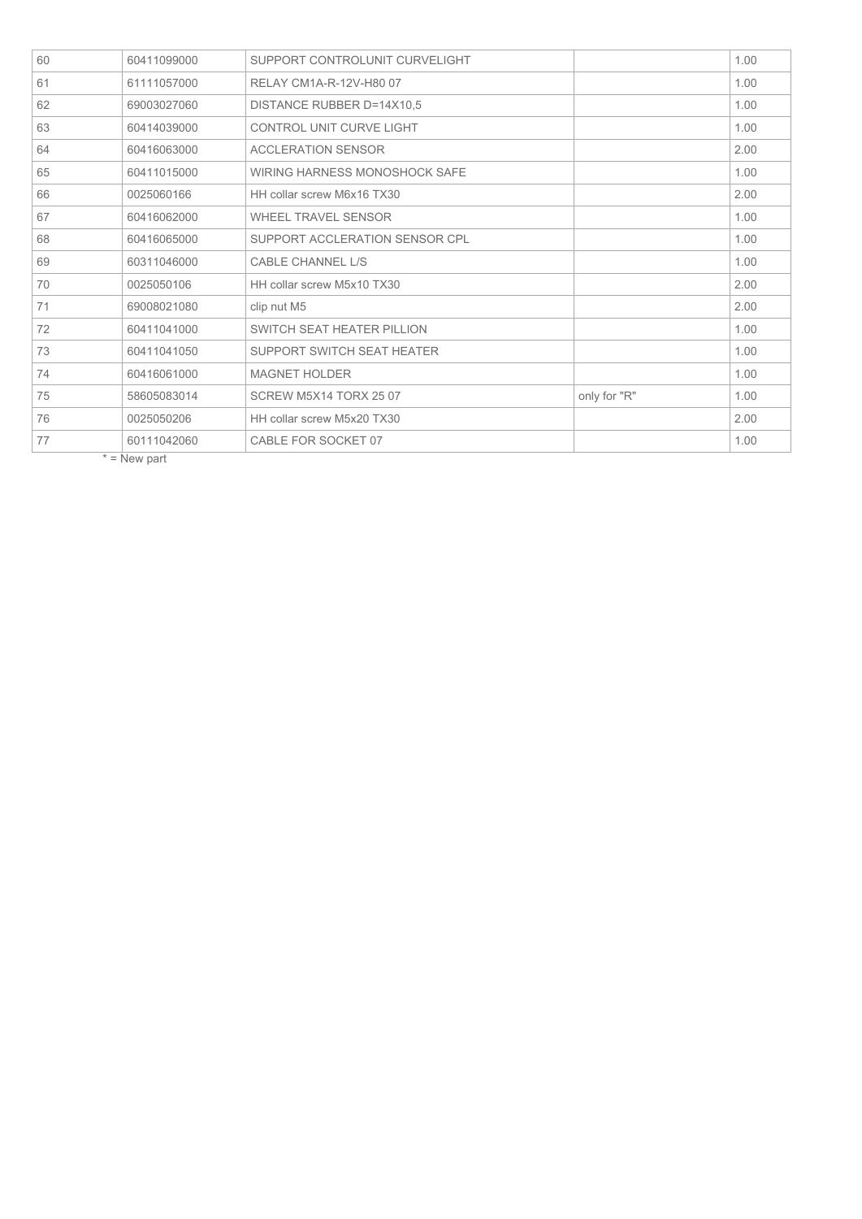| | | | | |
|---|---|---|---|---|
| 60 | 60411099000 | SUPPORT CONTROLUNIT CURVELIGHT | | 1.00 |
| 61 | 61111057000 | RELAY CM1A-R-12V-H80 07 | | 1.00 |
| 62 | 69003027060 | DISTANCE RUBBER D=14X10,5 | | 1.00 |
| 63 | 60414039000 | CONTROL UNIT CURVE LIGHT | | 1.00 |
| 64 | 60416063000 | ACCLERATION SENSOR | | 2.00 |
| 65 | 60411015000 | WIRING HARNESS MONOSHOCK SAFE | | 1.00 |
| 66 | 0025060166 | HH collar screw M6x16 TX30 | | 2.00 |
| 67 | 60416062000 | WHEEL TRAVEL SENSOR | | 1.00 |
| 68 | 60416065000 | SUPPORT ACCLERATION SENSOR CPL | | 1.00 |
| 69 | 60311046000 | CABLE CHANNEL L/S | | 1.00 |
| 70 | 0025050106 | HH collar screw M5x10 TX30 | | 2.00 |
| 71 | 69008021080 | clip nut M5 | | 2.00 |
| 72 | 60411041000 | SWITCH SEAT HEATER PILLION | | 1.00 |
| 73 | 60411041050 | SUPPORT SWITCH SEAT HEATER | | 1.00 |
| 74 | 60416061000 | MAGNET HOLDER | | 1.00 |
| 75 | 58605083014 | SCREW M5X14 TORX 25 07 | only for "R" | 1.00 |
| 76 | 0025050206 | HH collar screw M5x20 TX30 | | 2.00 |
| 77 | 60111042060 | CABLE FOR SOCKET 07 | | 1.00 |

* = New part